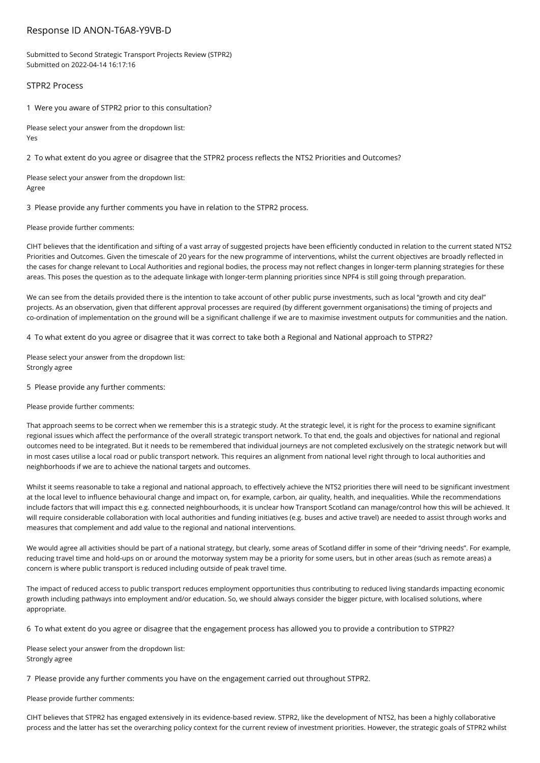# Response ID ANON-T6A8-Y9VB-D

Submitted to Second Strategic Transport Projects Review (STPR2)
Submitted on 2022-04-14 16:17:16

## STPR2 Process

1 Were you aware of STPR2 prior to this consultation?

Please select your answer from the dropdown list:
Yes

2 To what extent do you agree or disagree that the STPR2 process reflects the NTS2 Priorities and Outcomes?

Please select your answer from the dropdown list:
Agree

3 Please provide any further comments you have in relation to the STPR2 process.

Please provide further comments:

CIHT believes that the identification and sifting of a vast array of suggested projects have been efficiently conducted in relation to the current stated NTS2 Priorities and Outcomes. Given the timescale of 20 years for the new programme of interventions, whilst the current objectives are broadly reflected in the cases for change relevant to Local Authorities and regional bodies, the process may not reflect changes in longer-term planning strategies for these areas. This poses the question as to the adequate linkage with longer-term planning priorities since NPF4 is still going through preparation.

We can see from the details provided there is the intention to take account of other public purse investments, such as local "growth and city deal" projects. As an observation, given that different approval processes are required (by different government organisations) the timing of projects and co-ordination of implementation on the ground will be a significant challenge if we are to maximise investment outputs for communities and the nation.

4 To what extent do you agree or disagree that it was correct to take both a Regional and National approach to STPR2?

Please select your answer from the dropdown list:
Strongly agree

5 Please provide any further comments:

Please provide further comments:

That approach seems to be correct when we remember this is a strategic study. At the strategic level, it is right for the process to examine significant regional issues which affect the performance of the overall strategic transport network. To that end, the goals and objectives for national and regional outcomes need to be integrated. But it needs to be remembered that individual journeys are not completed exclusively on the strategic network but will in most cases utilise a local road or public transport network. This requires an alignment from national level right through to local authorities and neighborhoods if we are to achieve the national targets and outcomes.

Whilst it seems reasonable to take a regional and national approach, to effectively achieve the NTS2 priorities there will need to be significant investment at the local level to influence behavioural change and impact on, for example, carbon, air quality, health, and inequalities. While the recommendations include factors that will impact this e.g. connected neighbourhoods, it is unclear how Transport Scotland can manage/control how this will be achieved. It will require considerable collaboration with local authorities and funding initiatives (e.g. buses and active travel) are needed to assist through works and measures that complement and add value to the regional and national interventions.

We would agree all activities should be part of a national strategy, but clearly, some areas of Scotland differ in some of their "driving needs". For example, reducing travel time and hold-ups on or around the motorway system may be a priority for some users, but in other areas (such as remote areas) a concern is where public transport is reduced including outside of peak travel time.

The impact of reduced access to public transport reduces employment opportunities thus contributing to reduced living standards impacting economic growth including pathways into employment and/or education. So, we should always consider the bigger picture, with localised solutions, where appropriate.

6 To what extent do you agree or disagree that the engagement process has allowed you to provide a contribution to STPR2?

Please select your answer from the dropdown list:
Strongly agree

7 Please provide any further comments you have on the engagement carried out throughout STPR2.

Please provide further comments:

CIHT believes that STPR2 has engaged extensively in its evidence-based review. STPR2, like the development of NTS2, has been a highly collaborative process and the latter has set the overarching policy context for the current review of investment priorities. However, the strategic goals of STPR2 whilst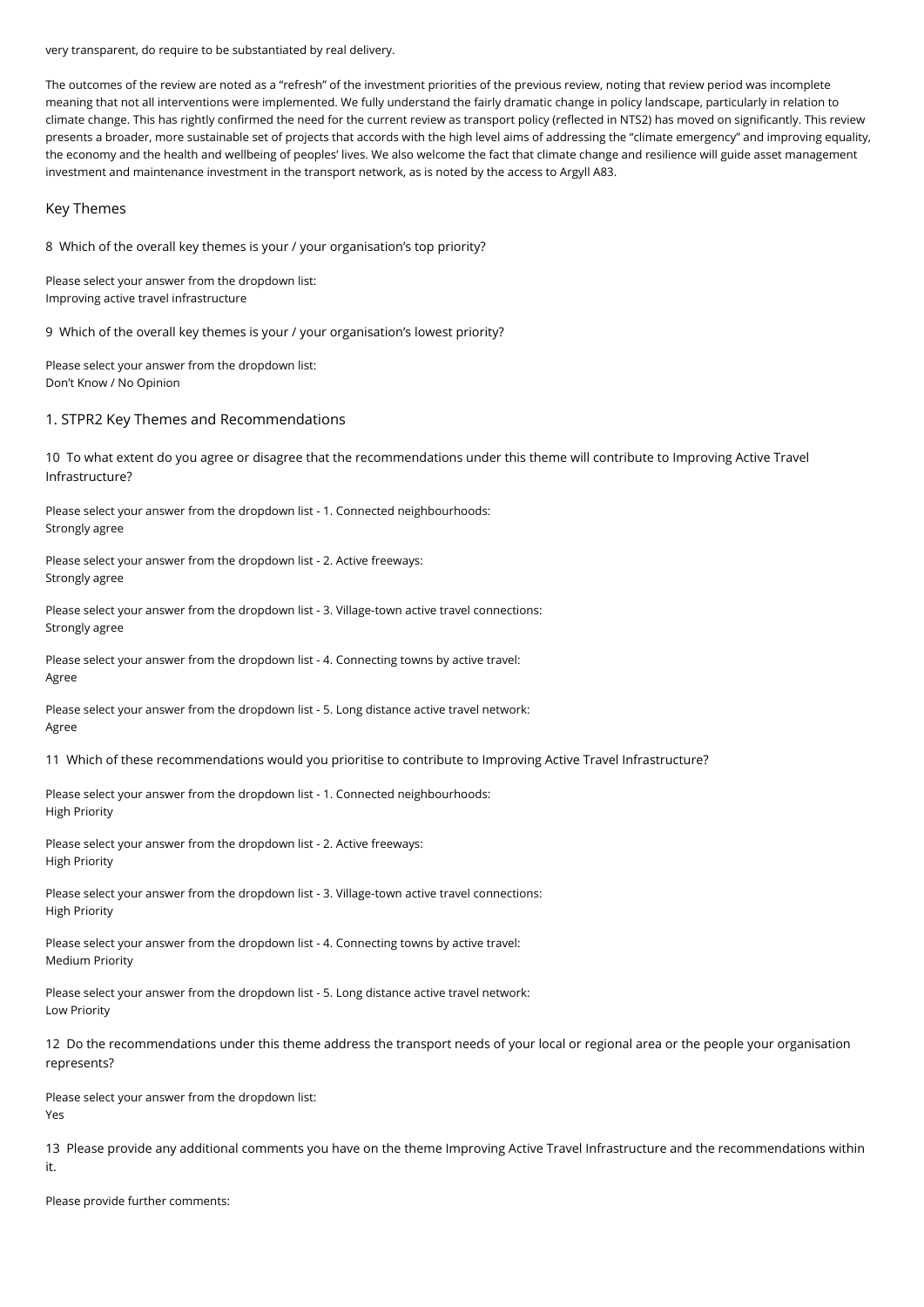very transparent, do require to be substantiated by real delivery.

The outcomes of the review are noted as a "refresh" of the investment priorities of the previous review, noting that review period was incomplete meaning that not all interventions were implemented. We fully understand the fairly dramatic change in policy landscape, particularly in relation to climate change. This has rightly confirmed the need for the current review as transport policy (reflected in NTS2) has moved on significantly. This review presents a broader, more sustainable set of projects that accords with the high level aims of addressing the "climate emergency" and improving equality, the economy and the health and wellbeing of peoples' lives. We also welcome the fact that climate change and resilience will guide asset management investment and maintenance investment in the transport network, as is noted by the access to Argyll A83.

## Key Themes

8 Which of the overall key themes is your / your organisation's top priority?

Please select your answer from the dropdown list:
Improving active travel infrastructure

9 Which of the overall key themes is your / your organisation's lowest priority?

Please select your answer from the dropdown list:
Don't Know / No Opinion

## 1. STPR2 Key Themes and Recommendations

10 To what extent do you agree or disagree that the recommendations under this theme will contribute to Improving Active Travel Infrastructure?

Please select your answer from the dropdown list - 1. Connected neighbourhoods:
Strongly agree

Please select your answer from the dropdown list - 2. Active freeways:
Strongly agree

Please select your answer from the dropdown list - 3. Village-town active travel connections:
Strongly agree

Please select your answer from the dropdown list - 4. Connecting towns by active travel:
Agree

Please select your answer from the dropdown list - 5. Long distance active travel network:
Agree

11 Which of these recommendations would you prioritise to contribute to Improving Active Travel Infrastructure?

Please select your answer from the dropdown list - 1. Connected neighbourhoods:
High Priority

Please select your answer from the dropdown list - 2. Active freeways:
High Priority

Please select your answer from the dropdown list - 3. Village-town active travel connections:
High Priority

Please select your answer from the dropdown list - 4. Connecting towns by active travel:
Medium Priority

Please select your answer from the dropdown list - 5. Long distance active travel network:
Low Priority

12 Do the recommendations under this theme address the transport needs of your local or regional area or the people your organisation represents?

Please select your answer from the dropdown list:
Yes

13 Please provide any additional comments you have on the theme Improving Active Travel Infrastructure and the recommendations within it.

Please provide further comments: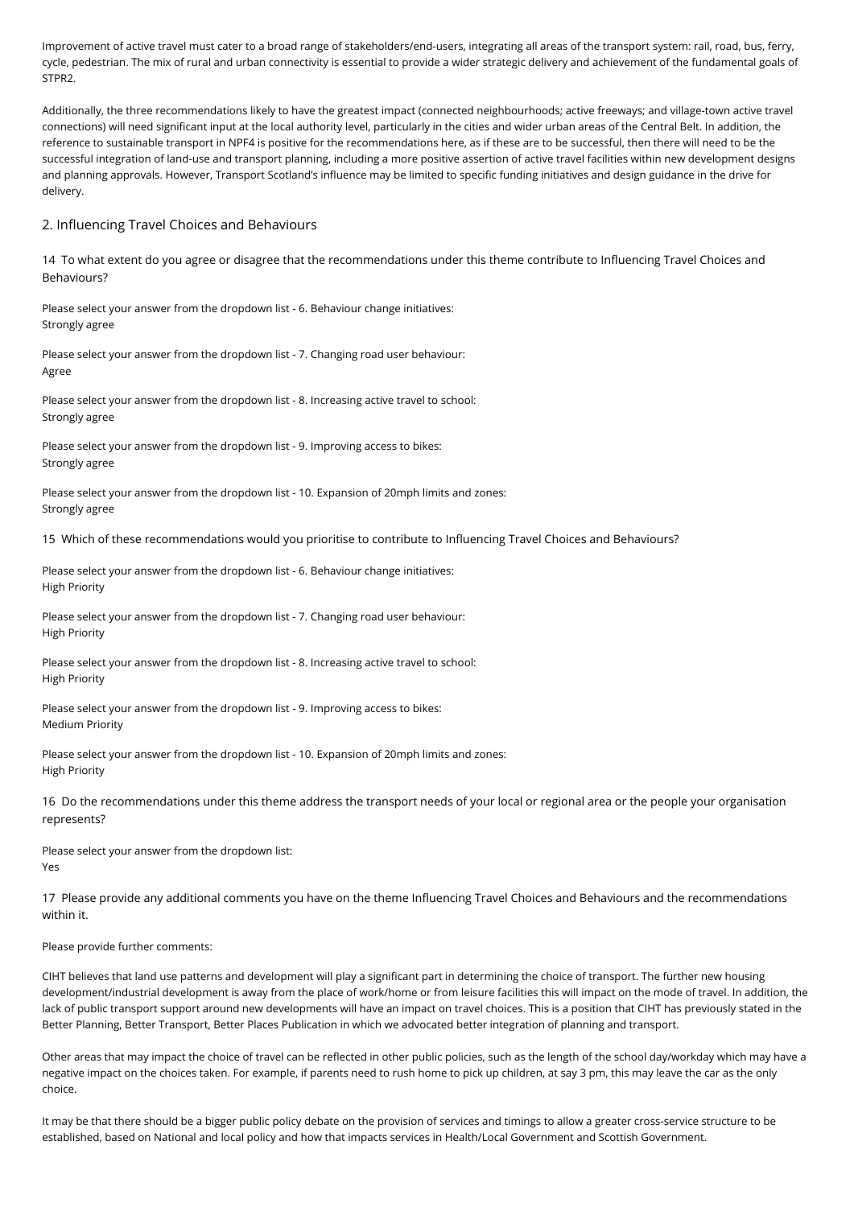Improvement of active travel must cater to a broad range of stakeholders/end-users, integrating all areas of the transport system: rail, road, bus, ferry, cycle, pedestrian. The mix of rural and urban connectivity is essential to provide a wider strategic delivery and achievement of the fundamental goals of STPR2.

Additionally, the three recommendations likely to have the greatest impact (connected neighbourhoods; active freeways; and village-town active travel connections) will need significant input at the local authority level, particularly in the cities and wider urban areas of the Central Belt. In addition, the reference to sustainable transport in NPF4 is positive for the recommendations here, as if these are to be successful, then there will need to be the successful integration of land-use and transport planning, including a more positive assertion of active travel facilities within new development designs and planning approvals. However, Transport Scotland's influence may be limited to specific funding initiatives and design guidance in the drive for delivery.

## 2. Influencing Travel Choices and Behaviours

14 To what extent do you agree or disagree that the recommendations under this theme contribute to Influencing Travel Choices and Behaviours?

Please select your answer from the dropdown list - 6. Behaviour change initiatives:
Strongly agree

Please select your answer from the dropdown list - 7. Changing road user behaviour:
Agree

Please select your answer from the dropdown list - 8. Increasing active travel to school:
Strongly agree

Please select your answer from the dropdown list - 9. Improving access to bikes:
Strongly agree

Please select your answer from the dropdown list - 10. Expansion of 20mph limits and zones:
Strongly agree

15 Which of these recommendations would you prioritise to contribute to Influencing Travel Choices and Behaviours?

Please select your answer from the dropdown list - 6. Behaviour change initiatives:
High Priority

Please select your answer from the dropdown list - 7. Changing road user behaviour:
High Priority

Please select your answer from the dropdown list - 8. Increasing active travel to school:
High Priority

Please select your answer from the dropdown list - 9. Improving access to bikes:
Medium Priority

Please select your answer from the dropdown list - 10. Expansion of 20mph limits and zones:
High Priority

16 Do the recommendations under this theme address the transport needs of your local or regional area or the people your organisation represents?

Please select your answer from the dropdown list:
Yes

17 Please provide any additional comments you have on the theme Influencing Travel Choices and Behaviours and the recommendations within it.

Please provide further comments:

CIHT believes that land use patterns and development will play a significant part in determining the choice of transport. The further new housing development/industrial development is away from the place of work/home or from leisure facilities this will impact on the mode of travel. In addition, the lack of public transport support around new developments will have an impact on travel choices. This is a position that CIHT has previously stated in the Better Planning, Better Transport, Better Places Publication in which we advocated better integration of planning and transport.

Other areas that may impact the choice of travel can be reflected in other public policies, such as the length of the school day/workday which may have a negative impact on the choices taken. For example, if parents need to rush home to pick up children, at say 3 pm, this may leave the car as the only choice.

It may be that there should be a bigger public policy debate on the provision of services and timings to allow a greater cross-service structure to be established, based on National and local policy and how that impacts services in Health/Local Government and Scottish Government.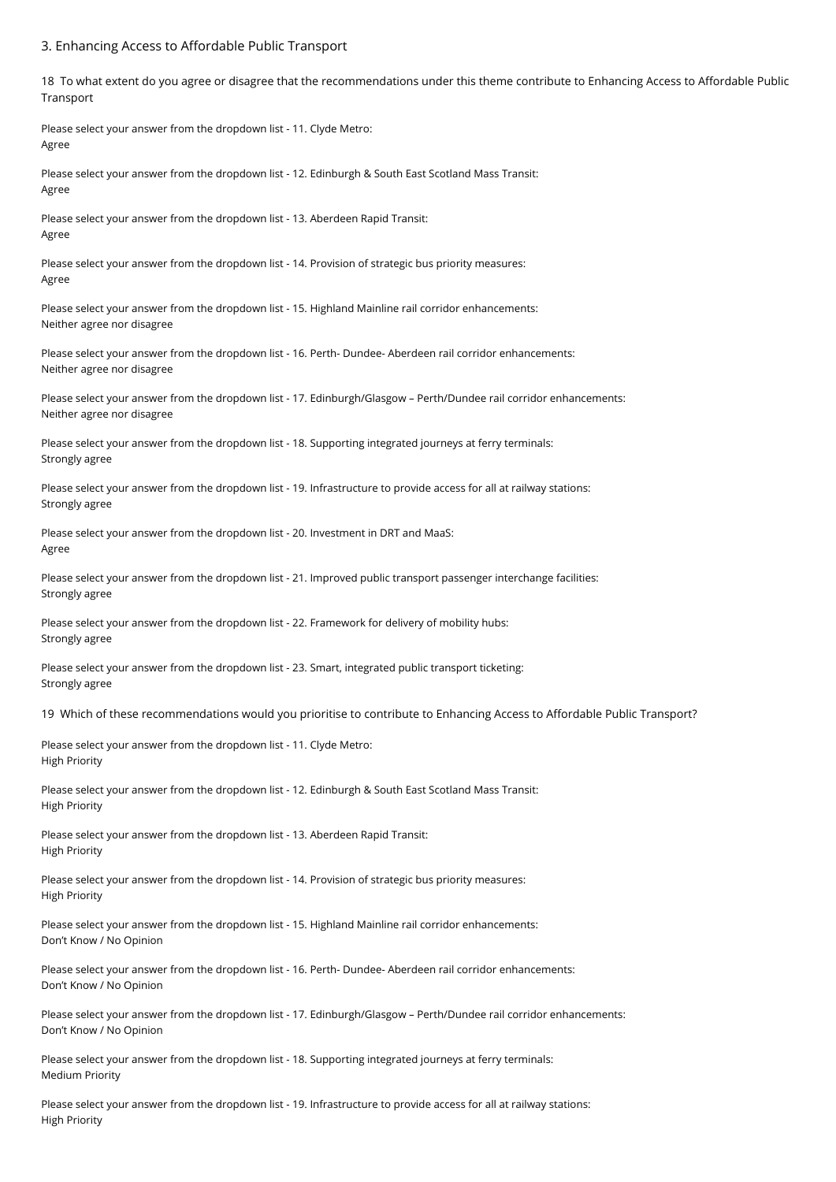## 3. Enhancing Access to Affordable Public Transport

18 To what extent do you agree or disagree that the recommendations under this theme contribute to Enhancing Access to Affordable Public Transport

Please select your answer from the dropdown list - 11. Clyde Metro:
Agree

Please select your answer from the dropdown list - 12. Edinburgh & South East Scotland Mass Transit:
Agree

Please select your answer from the dropdown list - 13. Aberdeen Rapid Transit:
Agree

Please select your answer from the dropdown list - 14. Provision of strategic bus priority measures:
Agree

Please select your answer from the dropdown list - 15. Highland Mainline rail corridor enhancements:
Neither agree nor disagree

Please select your answer from the dropdown list - 16. Perth- Dundee- Aberdeen rail corridor enhancements:
Neither agree nor disagree

Please select your answer from the dropdown list - 17. Edinburgh/Glasgow – Perth/Dundee rail corridor enhancements:
Neither agree nor disagree

Please select your answer from the dropdown list - 18. Supporting integrated journeys at ferry terminals:
Strongly agree

Please select your answer from the dropdown list - 19. Infrastructure to provide access for all at railway stations:
Strongly agree

Please select your answer from the dropdown list - 20. Investment in DRT and MaaS:
Agree

Please select your answer from the dropdown list - 21. Improved public transport passenger interchange facilities:
Strongly agree

Please select your answer from the dropdown list - 22. Framework for delivery of mobility hubs:
Strongly agree

Please select your answer from the dropdown list - 23. Smart, integrated public transport ticketing:
Strongly agree

19 Which of these recommendations would you prioritise to contribute to Enhancing Access to Affordable Public Transport?

Please select your answer from the dropdown list - 11. Clyde Metro:
High Priority

Please select your answer from the dropdown list - 12. Edinburgh & South East Scotland Mass Transit:
High Priority

Please select your answer from the dropdown list - 13. Aberdeen Rapid Transit:
High Priority

Please select your answer from the dropdown list - 14. Provision of strategic bus priority measures:
High Priority

Please select your answer from the dropdown list - 15. Highland Mainline rail corridor enhancements:
Don't Know / No Opinion

Please select your answer from the dropdown list - 16. Perth- Dundee- Aberdeen rail corridor enhancements:
Don't Know / No Opinion

Please select your answer from the dropdown list - 17. Edinburgh/Glasgow – Perth/Dundee rail corridor enhancements:
Don't Know / No Opinion

Please select your answer from the dropdown list - 18. Supporting integrated journeys at ferry terminals:
Medium Priority

Please select your answer from the dropdown list - 19. Infrastructure to provide access for all at railway stations:
High Priority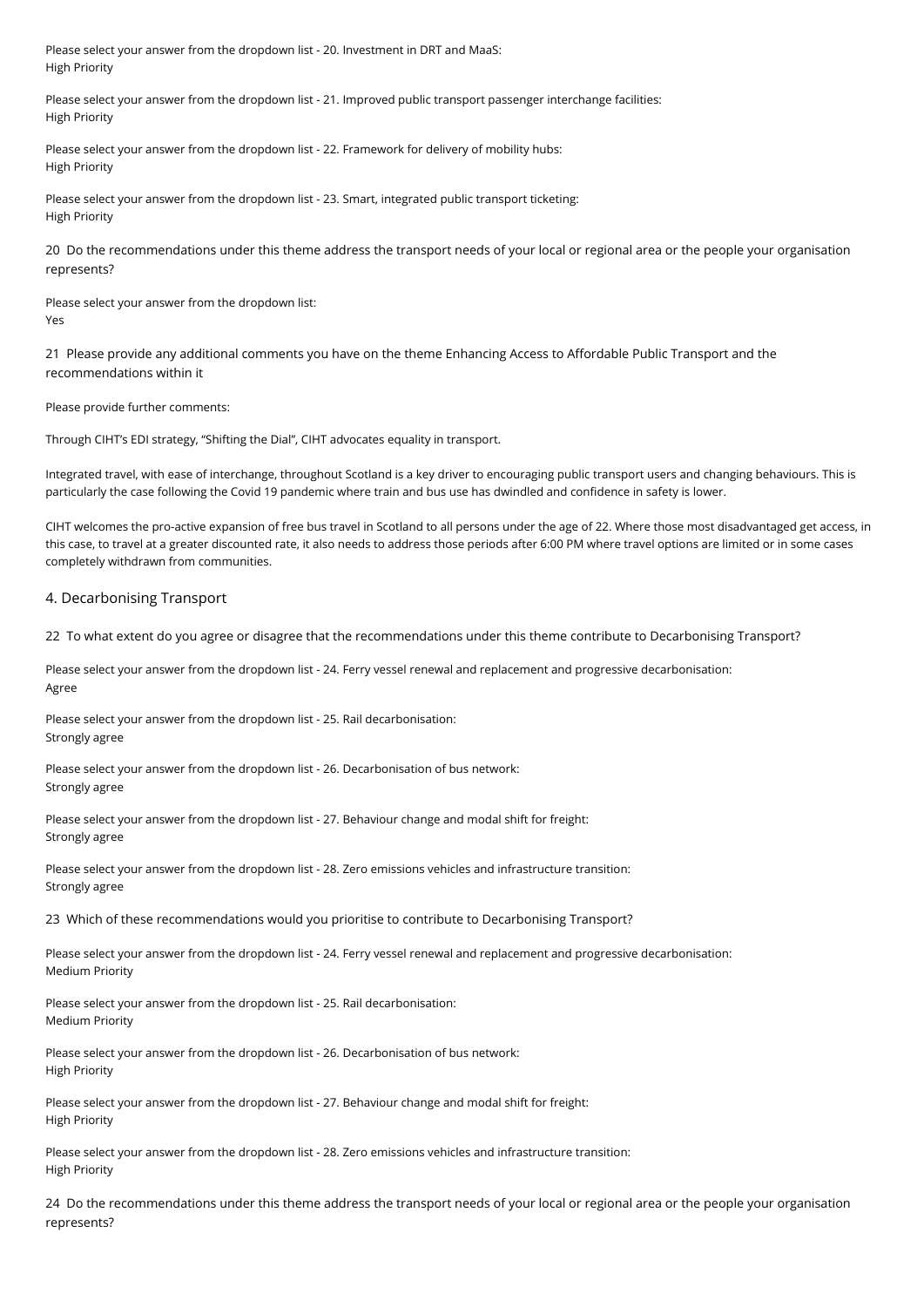Please select your answer from the dropdown list - 20. Investment in DRT and MaaS:
High Priority

Please select your answer from the dropdown list - 21. Improved public transport passenger interchange facilities:
High Priority

Please select your answer from the dropdown list - 22. Framework for delivery of mobility hubs:
High Priority

Please select your answer from the dropdown list - 23. Smart, integrated public transport ticketing:
High Priority

20 Do the recommendations under this theme address the transport needs of your local or regional area or the people your organisation represents?

Please select your answer from the dropdown list:
Yes

21 Please provide any additional comments you have on the theme Enhancing Access to Affordable Public Transport and the recommendations within it

Please provide further comments:

Through CIHT's EDI strategy, "Shifting the Dial", CIHT advocates equality in transport.

Integrated travel, with ease of interchange, throughout Scotland is a key driver to encouraging public transport users and changing behaviours. This is particularly the case following the Covid 19 pandemic where train and bus use has dwindled and confidence in safety is lower.

CIHT welcomes the pro-active expansion of free bus travel in Scotland to all persons under the age of 22. Where those most disadvantaged get access, in this case, to travel at a greater discounted rate, it also needs to address those periods after 6:00 PM where travel options are limited or in some cases completely withdrawn from communities.

## 4. Decarbonising Transport

22 To what extent do you agree or disagree that the recommendations under this theme contribute to Decarbonising Transport?

Please select your answer from the dropdown list - 24. Ferry vessel renewal and replacement and progressive decarbonisation:
Agree

Please select your answer from the dropdown list - 25. Rail decarbonisation:
Strongly agree

Please select your answer from the dropdown list - 26. Decarbonisation of bus network:
Strongly agree

Please select your answer from the dropdown list - 27. Behaviour change and modal shift for freight:
Strongly agree

Please select your answer from the dropdown list - 28. Zero emissions vehicles and infrastructure transition:
Strongly agree

23 Which of these recommendations would you prioritise to contribute to Decarbonising Transport?

Please select your answer from the dropdown list - 24. Ferry vessel renewal and replacement and progressive decarbonisation:
Medium Priority

Please select your answer from the dropdown list - 25. Rail decarbonisation:
Medium Priority

Please select your answer from the dropdown list - 26. Decarbonisation of bus network:
High Priority

Please select your answer from the dropdown list - 27. Behaviour change and modal shift for freight:
High Priority

Please select your answer from the dropdown list - 28. Zero emissions vehicles and infrastructure transition:
High Priority

24 Do the recommendations under this theme address the transport needs of your local or regional area or the people your organisation represents?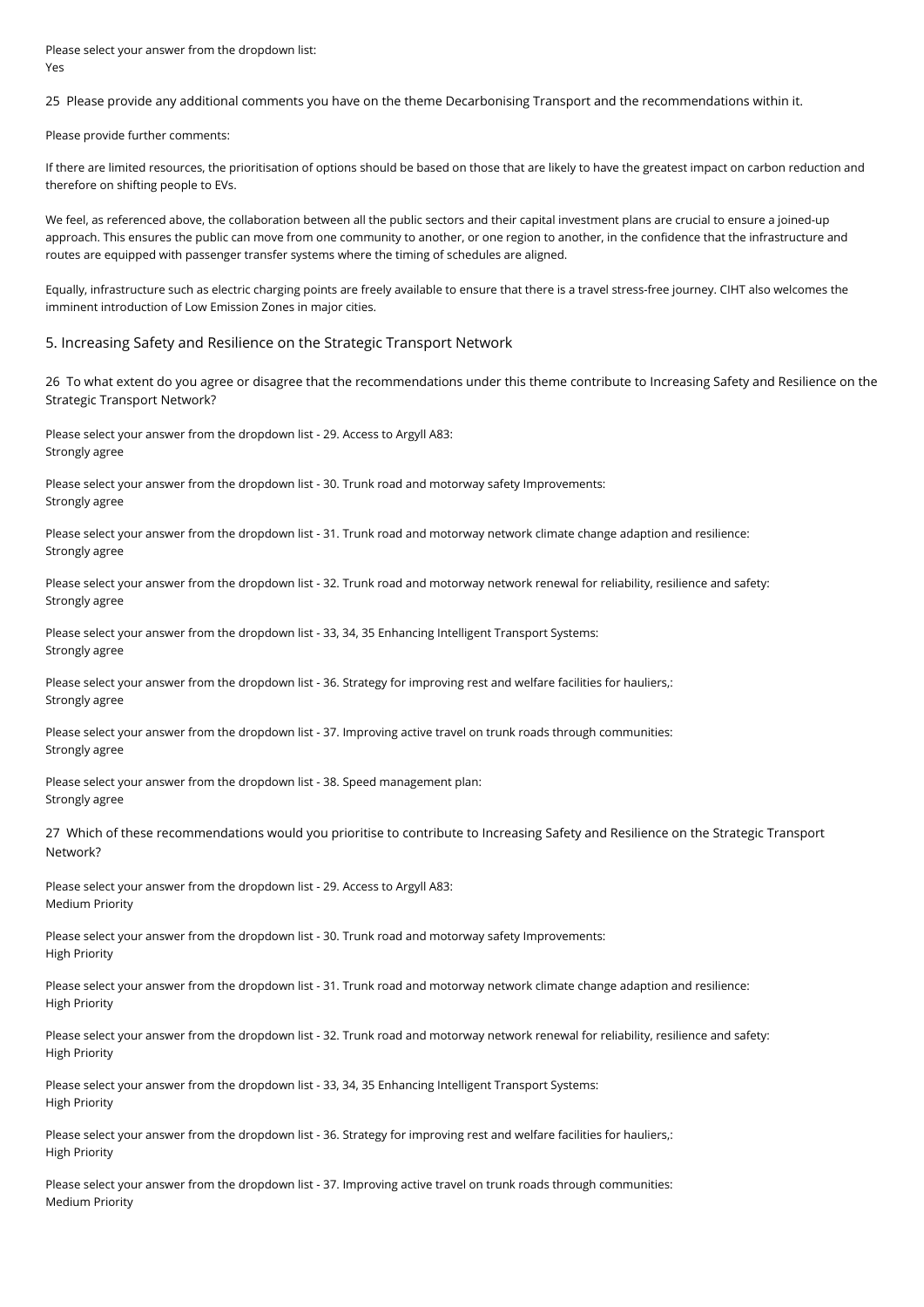Please select your answer from the dropdown list:
Yes

25 Please provide any additional comments you have on the theme Decarbonising Transport and the recommendations within it.

Please provide further comments:

If there are limited resources, the prioritisation of options should be based on those that are likely to have the greatest impact on carbon reduction and therefore on shifting people to EVs.

We feel, as referenced above, the collaboration between all the public sectors and their capital investment plans are crucial to ensure a joined-up approach. This ensures the public can move from one community to another, or one region to another, in the confidence that the infrastructure and routes are equipped with passenger transfer systems where the timing of schedules are aligned.

Equally, infrastructure such as electric charging points are freely available to ensure that there is a travel stress-free journey. CIHT also welcomes the imminent introduction of Low Emission Zones in major cities.

## 5. Increasing Safety and Resilience on the Strategic Transport Network

26 To what extent do you agree or disagree that the recommendations under this theme contribute to Increasing Safety and Resilience on the Strategic Transport Network?

Please select your answer from the dropdown list - 29. Access to Argyll A83:
Strongly agree

Please select your answer from the dropdown list - 30. Trunk road and motorway safety Improvements:
Strongly agree

Please select your answer from the dropdown list - 31. Trunk road and motorway network climate change adaption and resilience:
Strongly agree

Please select your answer from the dropdown list - 32. Trunk road and motorway network renewal for reliability, resilience and safety:
Strongly agree

Please select your answer from the dropdown list - 33, 34, 35 Enhancing Intelligent Transport Systems:
Strongly agree

Please select your answer from the dropdown list - 36. Strategy for improving rest and welfare facilities for hauliers,:
Strongly agree

Please select your answer from the dropdown list - 37. Improving active travel on trunk roads through communities:
Strongly agree

Please select your answer from the dropdown list - 38. Speed management plan:
Strongly agree

27 Which of these recommendations would you prioritise to contribute to Increasing Safety and Resilience on the Strategic Transport Network?

Please select your answer from the dropdown list - 29. Access to Argyll A83:
Medium Priority

Please select your answer from the dropdown list - 30. Trunk road and motorway safety Improvements:
High Priority

Please select your answer from the dropdown list - 31. Trunk road and motorway network climate change adaption and resilience:
High Priority

Please select your answer from the dropdown list - 32. Trunk road and motorway network renewal for reliability, resilience and safety:
High Priority

Please select your answer from the dropdown list - 33, 34, 35 Enhancing Intelligent Transport Systems:
High Priority

Please select your answer from the dropdown list - 36. Strategy for improving rest and welfare facilities for hauliers,:
High Priority

Please select your answer from the dropdown list - 37. Improving active travel on trunk roads through communities:
Medium Priority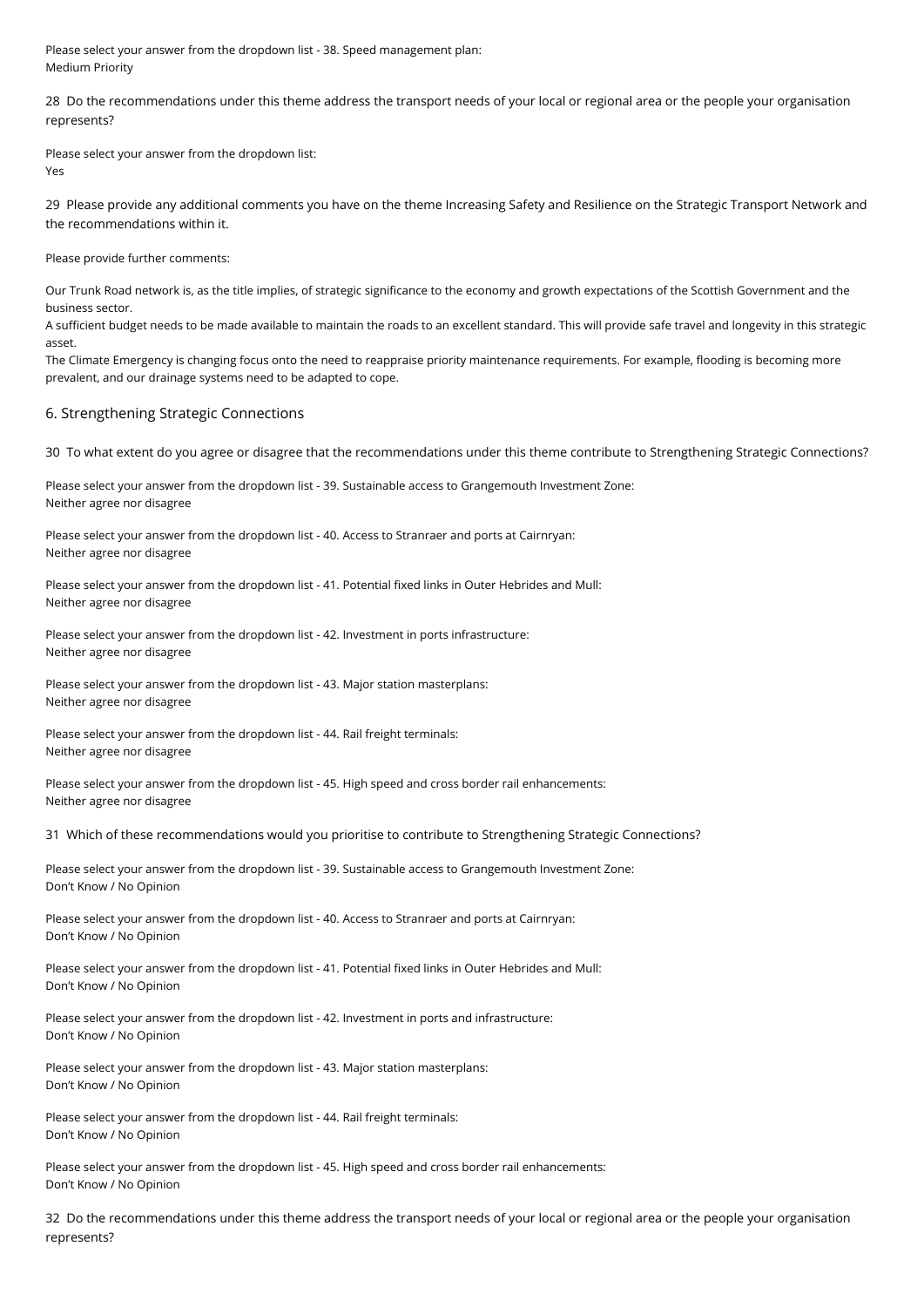Please select your answer from the dropdown list - 38. Speed management plan:
Medium Priority

28 Do the recommendations under this theme address the transport needs of your local or regional area or the people your organisation represents?

Please select your answer from the dropdown list:
Yes

29 Please provide any additional comments you have on the theme Increasing Safety and Resilience on the Strategic Transport Network and the recommendations within it.

Please provide further comments:

Our Trunk Road network is, as the title implies, of strategic significance to the economy and growth expectations of the Scottish Government and the business sector.
A sufficient budget needs to be made available to maintain the roads to an excellent standard. This will provide safe travel and longevity in this strategic asset.
The Climate Emergency is changing focus onto the need to reappraise priority maintenance requirements. For example, flooding is becoming more prevalent, and our drainage systems need to be adapted to cope.

## 6. Strengthening Strategic Connections

30 To what extent do you agree or disagree that the recommendations under this theme contribute to Strengthening Strategic Connections?

Please select your answer from the dropdown list - 39. Sustainable access to Grangemouth Investment Zone:
Neither agree nor disagree

Please select your answer from the dropdown list - 40. Access to Stranraer and ports at Cairnryan:
Neither agree nor disagree

Please select your answer from the dropdown list - 41. Potential fixed links in Outer Hebrides and Mull:
Neither agree nor disagree

Please select your answer from the dropdown list - 42. Investment in ports infrastructure:
Neither agree nor disagree

Please select your answer from the dropdown list - 43. Major station masterplans:
Neither agree nor disagree

Please select your answer from the dropdown list - 44. Rail freight terminals:
Neither agree nor disagree

Please select your answer from the dropdown list - 45. High speed and cross border rail enhancements:
Neither agree nor disagree

31 Which of these recommendations would you prioritise to contribute to Strengthening Strategic Connections?

Please select your answer from the dropdown list - 39. Sustainable access to Grangemouth Investment Zone:
Don't Know / No Opinion

Please select your answer from the dropdown list - 40. Access to Stranraer and ports at Cairnryan:
Don't Know / No Opinion

Please select your answer from the dropdown list - 41. Potential fixed links in Outer Hebrides and Mull:
Don't Know / No Opinion

Please select your answer from the dropdown list - 42. Investment in ports and infrastructure:
Don't Know / No Opinion

Please select your answer from the dropdown list - 43. Major station masterplans:
Don't Know / No Opinion

Please select your answer from the dropdown list - 44. Rail freight terminals:
Don't Know / No Opinion

Please select your answer from the dropdown list - 45. High speed and cross border rail enhancements:
Don't Know / No Opinion

32 Do the recommendations under this theme address the transport needs of your local or regional area or the people your organisation represents?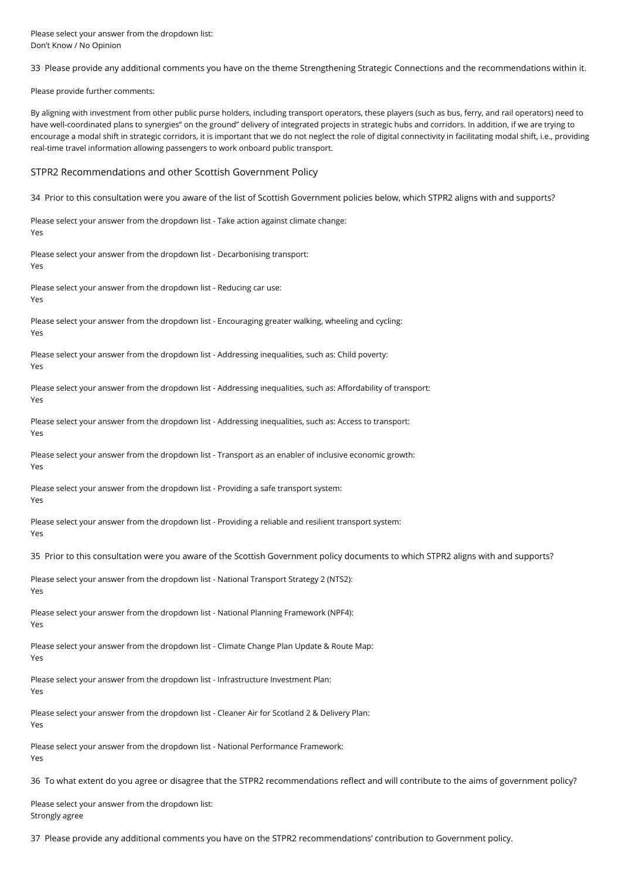Please select your answer from the dropdown list:
Don't Know / No Opinion

33 Please provide any additional comments you have on the theme Strengthening Strategic Connections and the recommendations within it.

Please provide further comments:

By aligning with investment from other public purse holders, including transport operators, these players (such as bus, ferry, and rail operators) need to have well-coordinated plans to synergies" on the ground" delivery of integrated projects in strategic hubs and corridors. In addition, if we are trying to encourage a modal shift in strategic corridors, it is important that we do not neglect the role of digital connectivity in facilitating modal shift, i.e., providing real-time travel information allowing passengers to work onboard public transport.

## STPR2 Recommendations and other Scottish Government Policy

34 Prior to this consultation were you aware of the list of Scottish Government policies below, which STPR2 aligns with and supports?

Please select your answer from the dropdown list - Take action against climate change:
Yes

Please select your answer from the dropdown list - Decarbonising transport:
Yes

Please select your answer from the dropdown list - Reducing car use:
Yes

Please select your answer from the dropdown list - Encouraging greater walking, wheeling and cycling:
Yes

Please select your answer from the dropdown list - Addressing inequalities, such as: Child poverty:
Yes

Please select your answer from the dropdown list - Addressing inequalities, such as: Affordability of transport:
Yes

Please select your answer from the dropdown list - Addressing inequalities, such as: Access to transport:
Yes

Please select your answer from the dropdown list - Transport as an enabler of inclusive economic growth:
Yes

Please select your answer from the dropdown list - Providing a safe transport system:
Yes

Please select your answer from the dropdown list - Providing a reliable and resilient transport system:
Yes

35 Prior to this consultation were you aware of the Scottish Government policy documents to which STPR2 aligns with and supports?

Please select your answer from the dropdown list - National Transport Strategy 2 (NTS2):
Yes

Please select your answer from the dropdown list - National Planning Framework (NPF4):
Yes

Please select your answer from the dropdown list - Climate Change Plan Update & Route Map:
Yes

Please select your answer from the dropdown list - Infrastructure Investment Plan:
Yes

Please select your answer from the dropdown list - Cleaner Air for Scotland 2 & Delivery Plan:
Yes

Please select your answer from the dropdown list - National Performance Framework:
Yes

36 To what extent do you agree or disagree that the STPR2 recommendations reflect and will contribute to the aims of government policy?

Please select your answer from the dropdown list:
Strongly agree

37 Please provide any additional comments you have on the STPR2 recommendations' contribution to Government policy.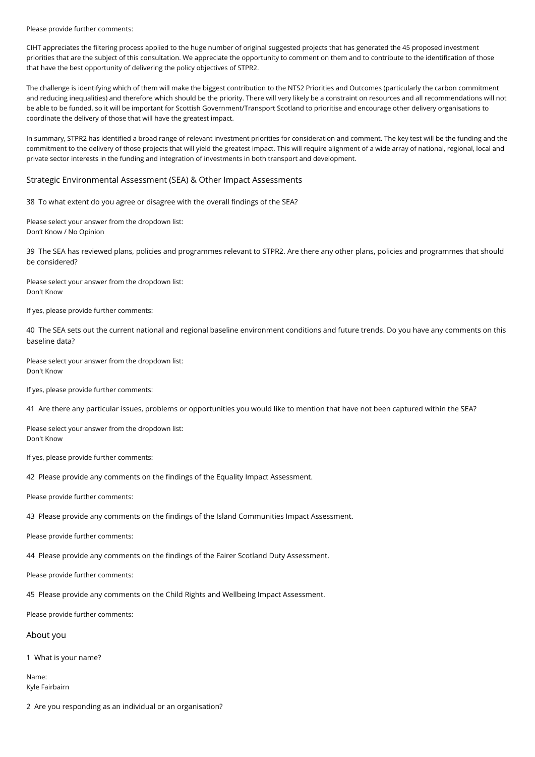Please provide further comments:

CIHT appreciates the filtering process applied to the huge number of original suggested projects that has generated the 45 proposed investment priorities that are the subject of this consultation. We appreciate the opportunity to comment on them and to contribute to the identification of those that have the best opportunity of delivering the policy objectives of STPR2.

The challenge is identifying which of them will make the biggest contribution to the NTS2 Priorities and Outcomes (particularly the carbon commitment and reducing inequalities) and therefore which should be the priority. There will very likely be a constraint on resources and all recommendations will not be able to be funded, so it will be important for Scottish Government/Transport Scotland to prioritise and encourage other delivery organisations to coordinate the delivery of those that will have the greatest impact.

In summary, STPR2 has identified a broad range of relevant investment priorities for consideration and comment. The key test will be the funding and the commitment to the delivery of those projects that will yield the greatest impact. This will require alignment of a wide array of national, regional, local and private sector interests in the funding and integration of investments in both transport and development.

## Strategic Environmental Assessment (SEA) & Other Impact Assessments

38 To what extent do you agree or disagree with the overall findings of the SEA?

Please select your answer from the dropdown list:
Don't Know / No Opinion

39 The SEA has reviewed plans, policies and programmes relevant to STPR2. Are there any other plans, policies and programmes that should be considered?

Please select your answer from the dropdown list:
Don't Know

If yes, please provide further comments:

40 The SEA sets out the current national and regional baseline environment conditions and future trends. Do you have any comments on this baseline data?

Please select your answer from the dropdown list:
Don't Know

If yes, please provide further comments:

41 Are there any particular issues, problems or opportunities you would like to mention that have not been captured within the SEA?

Please select your answer from the dropdown list:
Don't Know

If yes, please provide further comments:

42 Please provide any comments on the findings of the Equality Impact Assessment.

Please provide further comments:

43 Please provide any comments on the findings of the Island Communities Impact Assessment.

Please provide further comments:

44 Please provide any comments on the findings of the Fairer Scotland Duty Assessment.

Please provide further comments:

45 Please provide any comments on the Child Rights and Wellbeing Impact Assessment.

Please provide further comments:

## About you

1 What is your name?

Name:
Kyle Fairbairn

2 Are you responding as an individual or an organisation?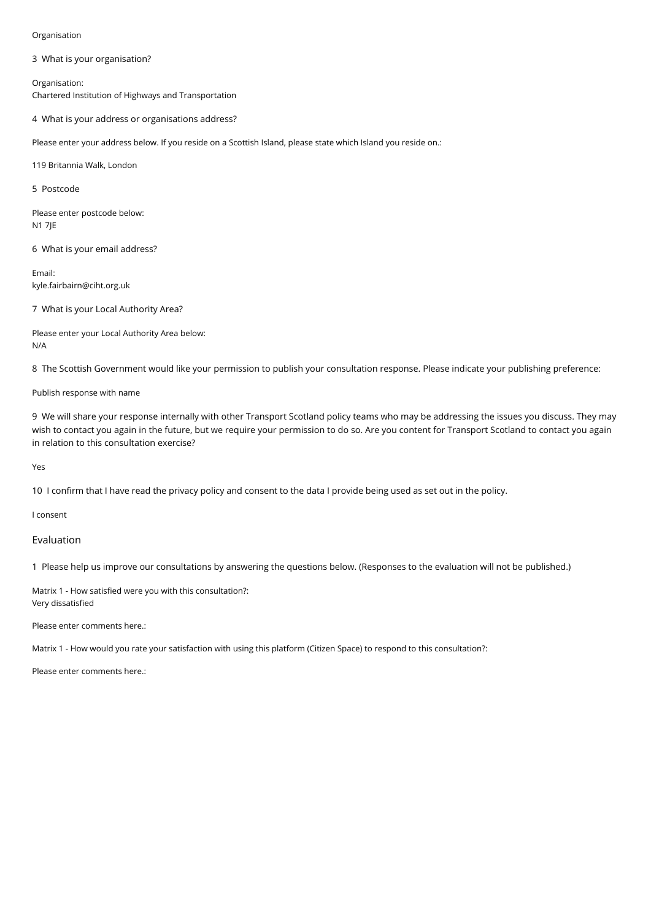Organisation

3 What is your organisation?

Organisation:
Chartered Institution of Highways and Transportation

4 What is your address or organisations address?

Please enter your address below. If you reside on a Scottish Island, please state which Island you reside on.:

119 Britannia Walk, London

5 Postcode

Please enter postcode below:
N1 7JE

6 What is your email address?

Email:
kyle.fairbairn@ciht.org.uk

7 What is your Local Authority Area?

Please enter your Local Authority Area below:
N/A

8 The Scottish Government would like your permission to publish your consultation response. Please indicate your publishing preference:

Publish response with name

9 We will share your response internally with other Transport Scotland policy teams who may be addressing the issues you discuss. They may wish to contact you again in the future, but we require your permission to do so. Are you content for Transport Scotland to contact you again in relation to this consultation exercise?

Yes

10 I confirm that I have read the privacy policy and consent to the data I provide being used as set out in the policy.

I consent

## Evaluation

1 Please help us improve our consultations by answering the questions below. (Responses to the evaluation will not be published.)

Matrix 1 - How satisfied were you with this consultation?:
Very dissatisfied

Please enter comments here.:

Matrix 1 - How would you rate your satisfaction with using this platform (Citizen Space) to respond to this consultation?:

Please enter comments here.: